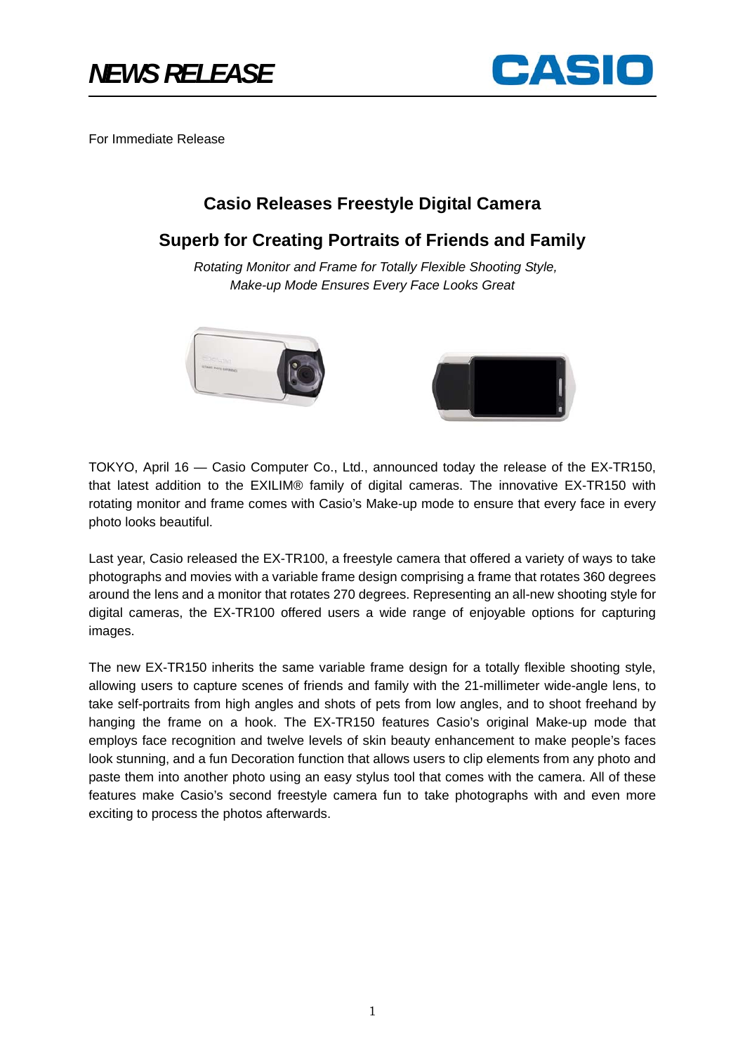*NEWS RELEASE*

CASIO

For Immediate Release

# Casio Releases Freestyle Digital Camera

## Superb for Creating Portraits of Friends and Family

*Rotating Monitor and Frame for Totally Flexible Shooting Style,*
*Make-up Mode Ensures Every Face Looks Great*

TOKYO, April 16 — Casio Computer Co., Ltd., announced today the release of the EX-TR150, that latest addition to the EXILIM® family of digital cameras. The innovative EX-TR150 with rotating monitor and frame comes with Casio's Make-up mode to ensure that every face in every photo looks beautiful.

Last year, Casio released the EX-TR100, a freestyle camera that offered a variety of ways to take photographs and movies with a variable frame design comprising a frame that rotates 360 degrees around the lens and a monitor that rotates 270 degrees. Representing an all-new shooting style for digital cameras, the EX-TR100 offered users a wide range of enjoyable options for capturing images.

The new EX-TR150 inherits the same variable frame design for a totally flexible shooting style, allowing users to capture scenes of friends and family with the 21-millimeter wide-angle lens, to take self-portraits from high angles and shots of pets from low angles, and to shoot freehand by hanging the frame on a hook. The EX-TR150 features Casio's original Make-up mode that employs face recognition and twelve levels of skin beauty enhancement to make people's faces look stunning, and a fun Decoration function that allows users to clip elements from any photo and paste them into another photo using an easy stylus tool that comes with the camera. All of these features make Casio's second freestyle camera fun to take photographs with and even more exciting to process the photos afterwards.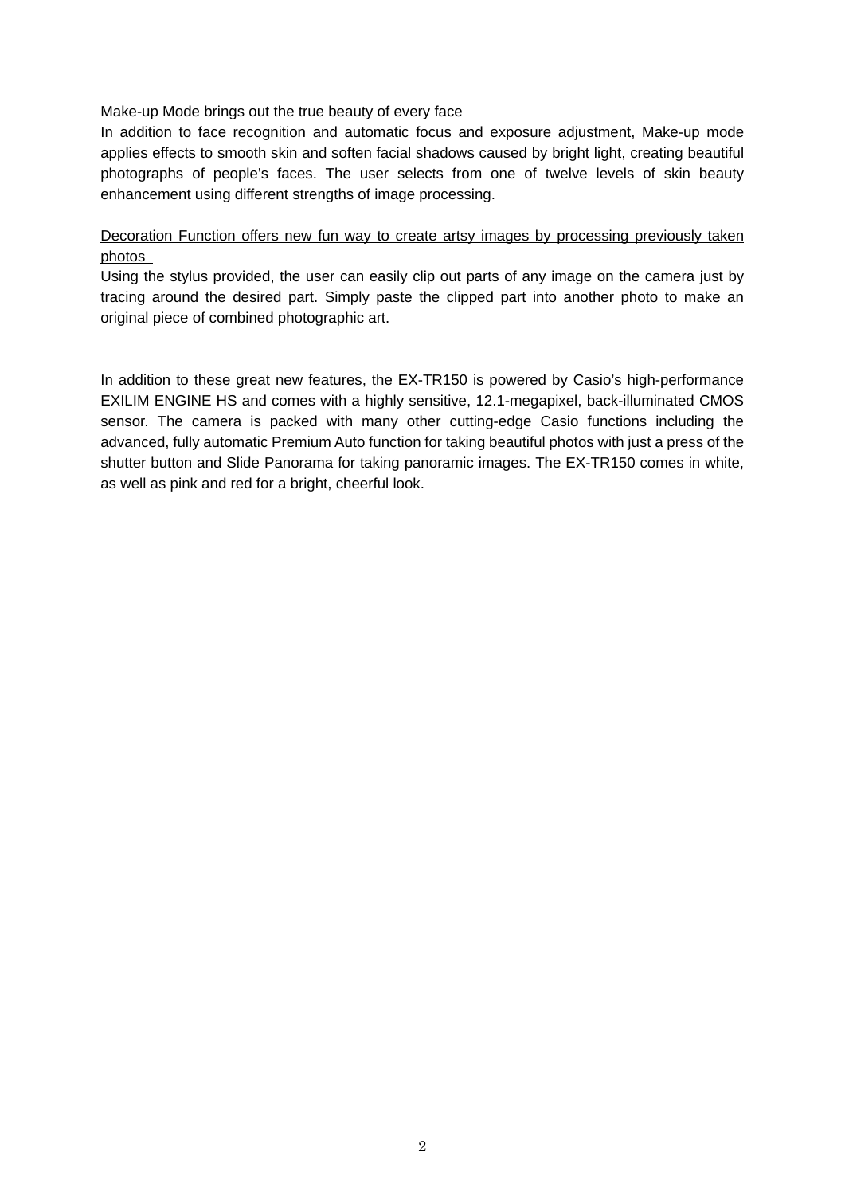Make-up Mode brings out the true beauty of every face

In addition to face recognition and automatic focus and exposure adjustment, Make-up mode applies effects to smooth skin and soften facial shadows caused by bright light, creating beautiful photographs of people's faces. The user selects from one of twelve levels of skin beauty enhancement using different strengths of image processing.

Decoration Function offers new fun way to create artsy images by processing previously taken photos

Using the stylus provided, the user can easily clip out parts of any image on the camera just by tracing around the desired part. Simply paste the clipped part into another photo to make an original piece of combined photographic art.

In addition to these great new features, the EX-TR150 is powered by Casio's high-performance EXILIM ENGINE HS and comes with a highly sensitive, 12.1-megapixel, back-illuminated CMOS sensor. The camera is packed with many other cutting-edge Casio functions including the advanced, fully automatic Premium Auto function for taking beautiful photos with just a press of the shutter button and Slide Panorama for taking panoramic images. The EX-TR150 comes in white, as well as pink and red for a bright, cheerful look.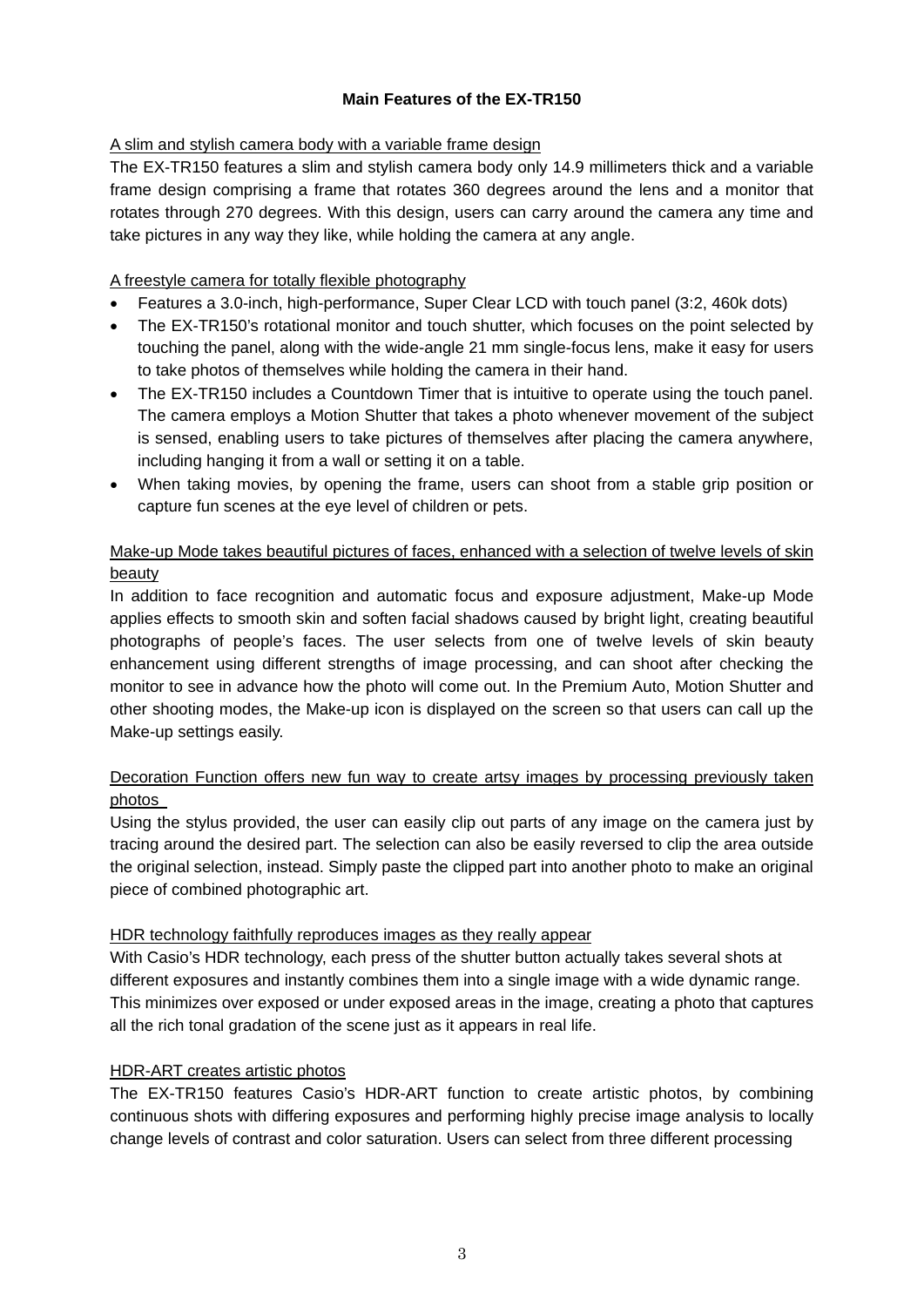**Main Features of the EX-TR150**

A slim and stylish camera body with a variable frame design

The EX-TR150 features a slim and stylish camera body only 14.9 millimeters thick and a variable frame design comprising a frame that rotates 360 degrees around the lens and a monitor that rotates through 270 degrees. With this design, users can carry around the camera any time and take pictures in any way they like, while holding the camera at any angle.

A freestyle camera for totally flexible photography

- Features a 3.0-inch, high-performance, Super Clear LCD with touch panel (3:2, 460k dots)
- The EX-TR150's rotational monitor and touch shutter, which focuses on the point selected by touching the panel, along with the wide-angle 21 mm single-focus lens, make it easy for users to take photos of themselves while holding the camera in their hand.
- The EX-TR150 includes a Countdown Timer that is intuitive to operate using the touch panel. The camera employs a Motion Shutter that takes a photo whenever movement of the subject is sensed, enabling users to take pictures of themselves after placing the camera anywhere, including hanging it from a wall or setting it on a table.
- When taking movies, by opening the frame, users can shoot from a stable grip position or capture fun scenes at the eye level of children or pets.

Make-up Mode takes beautiful pictures of faces, enhanced with a selection of twelve levels of skin beauty

In addition to face recognition and automatic focus and exposure adjustment, Make-up Mode applies effects to smooth skin and soften facial shadows caused by bright light, creating beautiful photographs of people's faces. The user selects from one of twelve levels of skin beauty enhancement using different strengths of image processing, and can shoot after checking the monitor to see in advance how the photo will come out. In the Premium Auto, Motion Shutter and other shooting modes, the Make-up icon is displayed on the screen so that users can call up the Make-up settings easily.

Decoration Function offers new fun way to create artsy images by processing previously taken photos

Using the stylus provided, the user can easily clip out parts of any image on the camera just by tracing around the desired part. The selection can also be easily reversed to clip the area outside the original selection, instead. Simply paste the clipped part into another photo to make an original piece of combined photographic art.

HDR technology faithfully reproduces images as they really appear

With Casio's HDR technology, each press of the shutter button actually takes several shots at different exposures and instantly combines them into a single image with a wide dynamic range. This minimizes over exposed or under exposed areas in the image, creating a photo that captures all the rich tonal gradation of the scene just as it appears in real life.

HDR-ART creates artistic photos

The EX-TR150 features Casio's HDR-ART function to create artistic photos, by combining continuous shots with differing exposures and performing highly precise image analysis to locally change levels of contrast and color saturation. Users can select from three different processing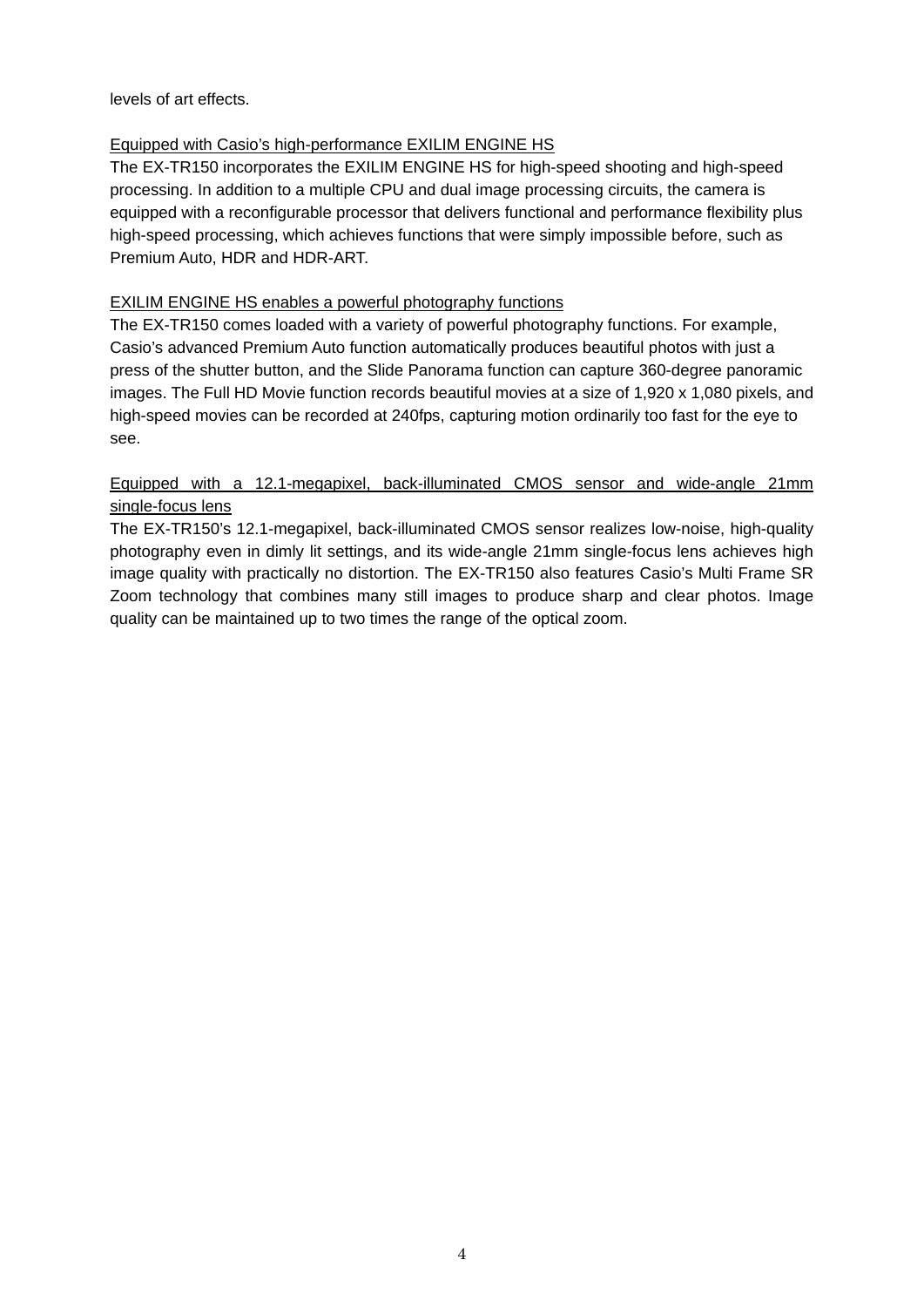levels of art effects.

<u>Equipped with Casio's high-performance EXILIM ENGINE HS</u>

The EX-TR150 incorporates the EXILIM ENGINE HS for high-speed shooting and high-speed processing. In addition to a multiple CPU and dual image processing circuits, the camera is equipped with a reconfigurable processor that delivers functional and performance flexibility plus high-speed processing, which achieves functions that were simply impossible before, such as Premium Auto, HDR and HDR-ART.

<u>EXILIM ENGINE HS enables a powerful photography functions</u>

The EX-TR150 comes loaded with a variety of powerful photography functions. For example, Casio's advanced Premium Auto function automatically produces beautiful photos with just a press of the shutter button, and the Slide Panorama function can capture 360-degree panoramic images. The Full HD Movie function records beautiful movies at a size of 1,920 x 1,080 pixels, and high-speed movies can be recorded at 240fps, capturing motion ordinarily too fast for the eye to see.

<u>Equipped with a 12.1-megapixel, back-illuminated CMOS sensor and wide-angle 21mm single-focus lens</u>

The EX-TR150's 12.1-megapixel, back-illuminated CMOS sensor realizes low-noise, high-quality photography even in dimly lit settings, and its wide-angle 21mm single-focus lens achieves high image quality with practically no distortion. The EX-TR150 also features Casio's Multi Frame SR Zoom technology that combines many still images to produce sharp and clear photos. Image quality can be maintained up to two times the range of the optical zoom.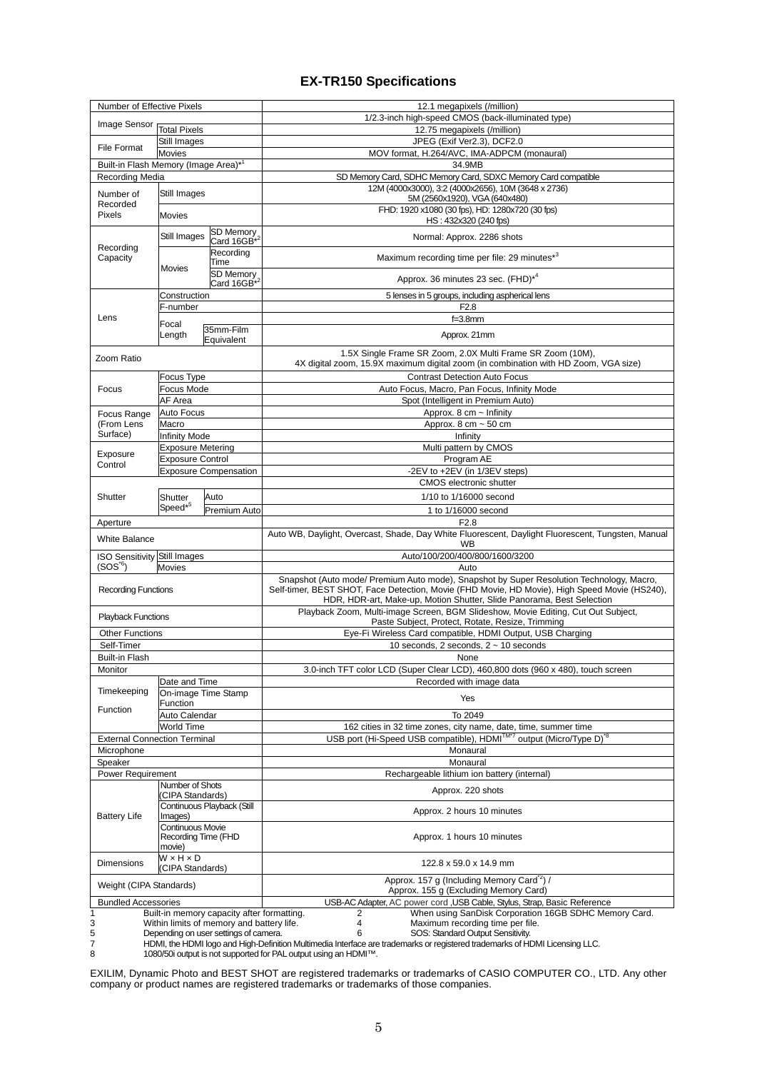# EX-TR150 Specifications

| | | | |
|---|---|---|---|
| Number of Effective Pixels | | | 12.1 megapixels (/million) |
| Image Sensor | | | 1/2.3-inch high-speed CMOS (back-illuminated type) |
| | Total Pixels | | 12.75 megapixels (/million) |
| File Format | Still Images | | JPEG (Exif Ver2.3), DCF2.0 |
| | Movies | | MOV format, H.264/AVC, IMA-ADPCM (monaural) |
| Built-in Flash Memory (Image Area)*1 | | | 34.9MB |
| Recording Media | | | SD Memory Card, SDHC Memory Card, SDXC Memory Card compatible |
| Number of Recorded Pixels | Still Images | | 12M (4000x3000), 3:2 (4000x2656), 10M (3648 x 2736) 5M (2560x1920), VGA (640x480) |
| | Movies | | FHD: 1920 x1080 (30 fps), HD: 1280x720 (30 fps) HS : 432x320 (240 fps) |
| Recording Capacity | Still Images | SD Memory Card 16GB*2 | Normal: Approx. 2286 shots |
| | Movies | Recording Time | Maximum recording time per file: 29 minutes*3 |
| | | SD Memory Card 16GB*2 | Approx. 36 minutes 23 sec. (FHD)*4 |
| Lens | Construction | | 5 lenses in 5 groups, including aspherical lens |
| | F-number | | F2.8 |
| | Focal Length | | f=3.8mm |
| | | 35mm-Film Equivalent | Approx. 21mm |
| Zoom Ratio | | | 1.5X Single Frame SR Zoom, 2.0X Multi Frame SR Zoom (10M), 4X digital zoom, 15.9X maximum digital zoom (in combination with HD Zoom, VGA size) |
| Focus | Focus Type | | Contrast Detection Auto Focus |
| | Focus Mode | | Auto Focus, Macro, Pan Focus, Infinity Mode |
| | AF Area | | Spot (Intelligent in Premium Auto) |
| Focus Range (From Lens Surface) | Auto Focus | | Approx. 8 cm ~ Infinity |
| | Macro | | Approx. 8 cm ~ 50 cm |
| | Infinity Mode | | Infinity |
| Exposure Control | Exposure Metering | | Multi pattern by CMOS |
| | Exposure Control | | Program AE |
| | Exposure Compensation | | -2EV to +2EV (in 1/3EV steps) |
| Shutter | | | CMOS electronic shutter |
| | Shutter Speed*5 | Auto | 1/10 to 1/16000 second |
| | | Premium Auto | 1 to 1/16000 second |
| Aperture | | | F2.8 |
| White Balance | | | Auto WB, Daylight, Overcast, Shade, Day White Fluorescent, Daylight Fluorescent, Tungsten, Manual WB |
| ISO Sensitivity (SOS*6) | Still Images | | Auto/100/200/400/800/1600/3200 |
| | Movies | | Auto |
| Recording Functions | | | Snapshot (Auto mode/ Premium Auto mode), Snapshot by Super Resolution Technology, Macro, Self-timer, BEST SHOT, Face Detection, Movie (FHD Movie, HD Movie), High Speed Movie (HS240), HDR, HDR-art, Make-up, Motion Shutter, Slide Panorama, Best Selection |
| Playback Functions | | | Playback Zoom, Multi-image Screen, BGM Slideshow, Movie Editing, Cut Out Subject, Paste Subject, Protect, Rotate, Resize, Trimming |
| Other Functions | | | Eye-Fi Wireless Card compatible, HDMI Output, USB Charging |
| Self-Timer | | | 10 seconds, 2 seconds, 2 ~ 10 seconds |
| Built-in Flash | | | None |
| Monitor | | | 3.0-inch TFT color LCD (Super Clear LCD), 460,800 dots (960 x 480), touch screen |
| Timekeeping Function | Date and Time | | Recorded with image data |
| | On-image Time Stamp Function | | Yes |
| | Auto Calendar | | To 2049 |
| | World Time | | 162 cities in 32 time zones, city name, date, time, summer time |
| External Connection Terminal | | | USB port (Hi-Speed USB compatible), HDMI™*7 output (Micro/Type D)*8 |
| Microphone | | | Monaural |
| Speaker | | | Monaural |
| Power Requirement | | | Rechargeable lithium ion battery (internal) |
| Battery Life | Number of Shots (CIPA Standards) | | Approx. 220 shots |
| | Continuous Playback (Still Images) | | Approx. 2 hours 10 minutes |
| | Continuous Movie Recording Time (FHD movie) | | Approx. 1 hours 10 minutes |
| Dimensions | W × H × D (CIPA Standards) | | 122.8 x 59.0 x 14.9 mm |
| Weight (CIPA Standards) | | | Approx. 157 g (Including Memory Card*2) / Approx. 155 g (Excluding Memory Card) |
| Bundled Accessories | | | USB-AC Adapter, AC power cord ,USB Cable, Stylus, Strap, Basic Reference |

1 Built-in memory capacity after formatting.
2 When using SanDisk Corporation 16GB SDHC Memory Card.
3 Within limits of memory and battery life.
4 Maximum recording time per file.
5 Depending on user settings of camera.
6 SOS: Standard Output Sensitivity.
7 HDMI, the HDMI logo and High-Definition Multimedia Interface are trademarks or registered trademarks of HDMI Licensing LLC.
8 1080/50i output is not supported for PAL output using an HDMI™.

EXILIM, Dynamic Photo and BEST SHOT are registered trademarks or trademarks of CASIO COMPUTER CO., LTD. Any other company or product names are registered trademarks or trademarks of those companies.